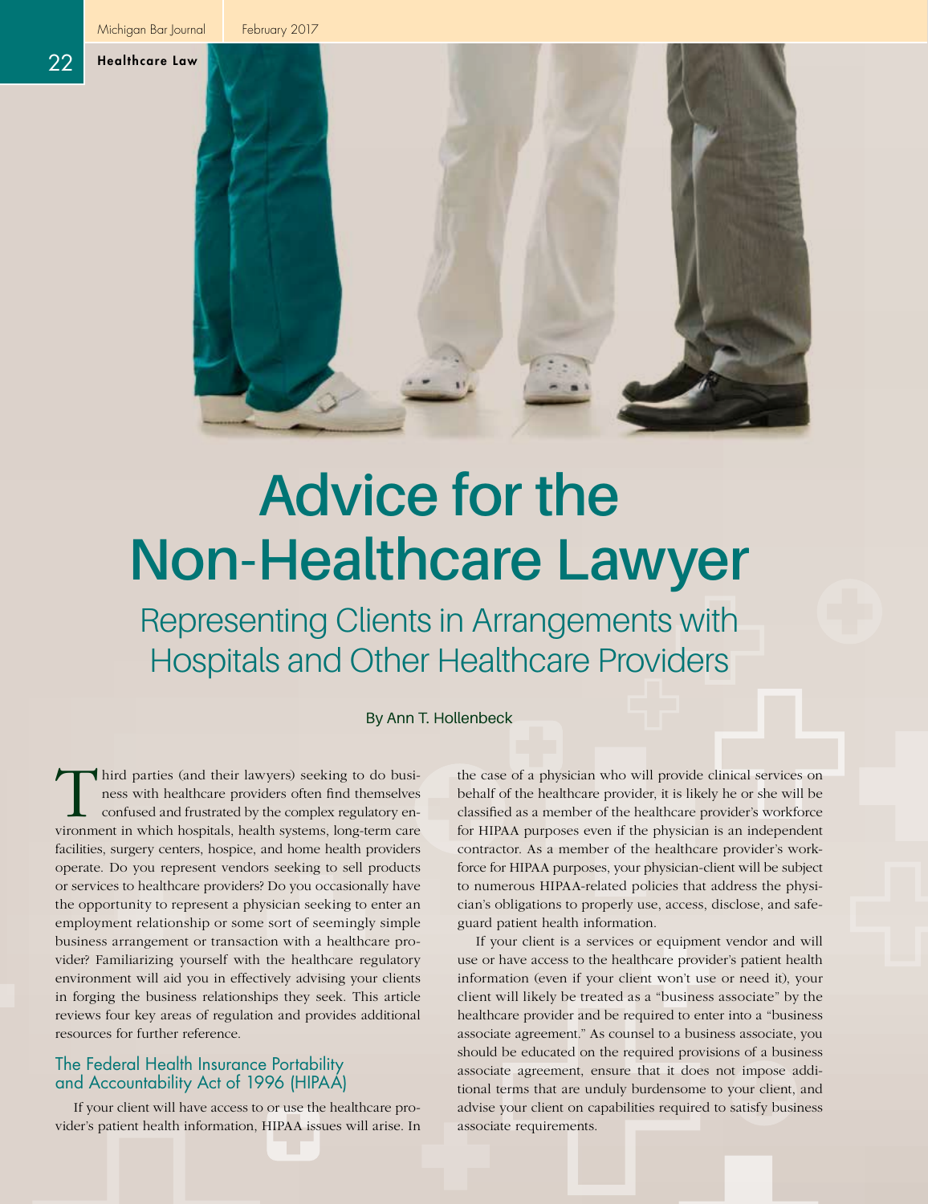# Advice for the Non-Healthcare Lawyer

## Representing Clients in Arrangements with Hospitals and Other Healthcare Providers

By Ann T. Hollenbeck

Third parties (and their lawyers) seeking to do business with healthcare providers often find themselves confused and frustrated by the complex regulatory environment in which hospitals, health systems, long-term care facilities, surgery centers, hospice, and home health providers operate. Do you represent vendors seeking to sell products or services to healthcare providers? Do you occasionally have the opportunity to represent a physician seeking to enter an employment relationship or some sort of seemingly simple business arrangement or transaction with a healthcare provider? Familiarizing yourself with the healthcare regulatory environment will aid you in effectively advising your clients in forging the business relationships they seek. This article reviews four key areas of regulation and provides additional resources for further reference.

### The Federal Health Insurance Portability and Accountability Act of 1996 (HIPAA)

If your client will have access to or use the healthcare provider's patient health information, HIPAA issues will arise. In the case of a physician who will provide clinical services on behalf of the healthcare provider, it is likely he or she will be classified as a member of the healthcare provider's workforce for HIPAA purposes even if the physician is an independent contractor. As a member of the healthcare provider's workforce for HIPAA purposes, your physician-client will be subject to numerous HIPAA-related policies that address the physician's obligations to properly use, access, disclose, and safeguard patient health information.

If your client is a services or equipment vendor and will use or have access to the healthcare provider's patient health information (even if your client won't use or need it), your client will likely be treated as a "business associate" by the healthcare provider and be required to enter into a "business associate agreement." As counsel to a business associate, you should be educated on the required provisions of a business associate agreement, ensure that it does not impose additional terms that are unduly burdensome to your client, and advise your client on capabilities required to satisfy business associate requirements.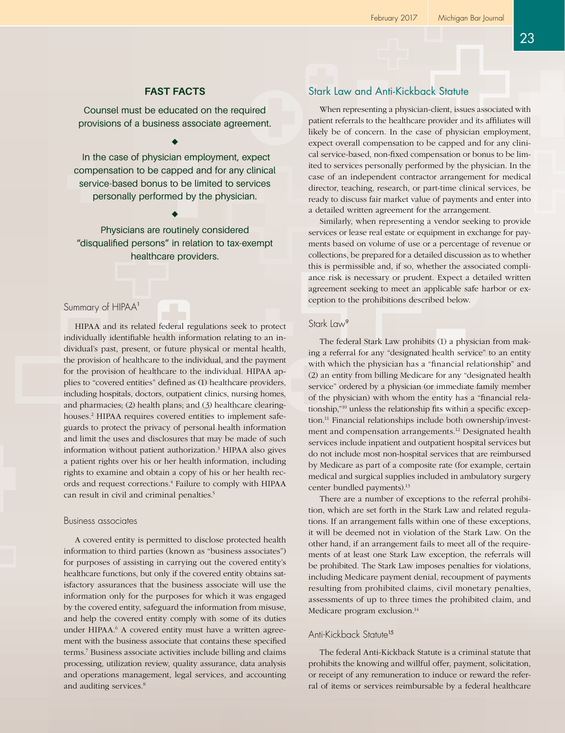**FAST FACTS**

Counsel must be educated on the required provisions of a business associate agreement.

◆

In the case of physician employment, expect compensation to be capped and for any clinical service-based bonus to be limited to services personally performed by the physician.

◆

Physicians are routinely considered "disqualified persons" in relation to tax-exempt healthcare providers.

## Summary of HIPAA[1]

HIPAA and its related federal regulations seek to protect individually identifiable health information relating to an individual's past, present, or future physical or mental health, the provision of healthcare to the individual, and the payment for the provision of healthcare to the individual. HIPAA applies to "covered entities" defined as (1) healthcare providers, including hospitals, doctors, outpatient clinics, nursing homes, and pharmacies; (2) health plans; and (3) healthcare clearinghouses.[2] HIPAA requires covered entities to implement safeguards to protect the privacy of personal health information and limit the uses and disclosures that may be made of such information without patient authorization.[3] HIPAA also gives a patient rights over his or her health information, including rights to examine and obtain a copy of his or her health records and request corrections.[4] Failure to comply with HIPAA can result in civil and criminal penalties.[5]

### Business associates

A covered entity is permitted to disclose protected health information to third parties (known as "business associates") for purposes of assisting in carrying out the covered entity's healthcare functions, but only if the covered entity obtains satisfactory assurances that the business associate will use the information only for the purposes for which it was engaged by the covered entity, safeguard the information from misuse, and help the covered entity comply with some of its duties under HIPAA.[6] A covered entity must have a written agreement with the business associate that contains these specified terms.[7] Business associate activities include billing and claims processing, utilization review, quality assurance, data analysis and operations management, legal services, and accounting and auditing services.[8]

## Stark Law and Anti-Kickback Statute

When representing a physician-client, issues associated with patient referrals to the healthcare provider and its affiliates will likely be of concern. In the case of physician employment, expect overall compensation to be capped and for any clinical service-based, non-fixed compensation or bonus to be limited to services personally performed by the physician. In the case of an independent contractor arrangement for medical director, teaching, research, or part-time clinical services, be ready to discuss fair market value of payments and enter into a detailed written agreement for the arrangement.

Similarly, when representing a vendor seeking to provide services or lease real estate or equipment in exchange for payments based on volume of use or a percentage of revenue or collections, be prepared for a detailed discussion as to whether this is permissible and, if so, whether the associated compliance risk is necessary or prudent. Expect a detailed written agreement seeking to meet an applicable safe harbor or exception to the prohibitions described below.

### Stark Law[9]

The federal Stark Law prohibits (1) a physician from making a referral for any "designated health service" to an entity with which the physician has a "financial relationship" and (2) an entity from billing Medicare for any "designated health service" ordered by a physician (or immediate family member of the physician) with whom the entity has a "financial relationship,"[10] unless the relationship fits within a specific exception.[11] Financial relationships include both ownership/investment and compensation arrangements.[12] Designated health services include inpatient and outpatient hospital services but do not include most non-hospital services that are reimbursed by Medicare as part of a composite rate (for example, certain medical and surgical supplies included in ambulatory surgery center bundled payments).[13]

There are a number of exceptions to the referral prohibition, which are set forth in the Stark Law and related regulations. If an arrangement falls within one of these exceptions, it will be deemed not in violation of the Stark Law. On the other hand, if an arrangement fails to meet all of the requirements of at least one Stark Law exception, the referrals will be prohibited. The Stark Law imposes penalties for violations, including Medicare payment denial, recoupment of payments resulting from prohibited claims, civil monetary penalties, assessments of up to three times the prohibited claim, and Medicare program exclusion.[14]

### Anti-Kickback Statute[15]

The federal Anti-Kickback Statute is a criminal statute that prohibits the knowing and willful offer, payment, solicitation, or receipt of any remuneration to induce or reward the referral of items or services reimbursable by a federal healthcare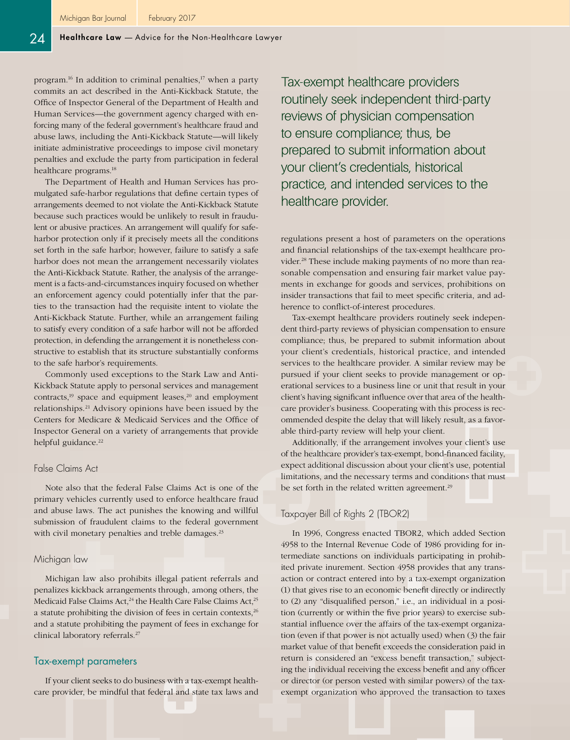program.[16] In addition to criminal penalties,[17] when a party commits an act described in the Anti-Kickback Statute, the Office of Inspector General of the Department of Health and Human Services—the government agency charged with enforcing many of the federal government's healthcare fraud and abuse laws, including the Anti-Kickback Statute—will likely initiate administrative proceedings to impose civil monetary penalties and exclude the party from participation in federal healthcare programs.[18]

The Department of Health and Human Services has promulgated safe-harbor regulations that define certain types of arrangements deemed to not violate the Anti-Kickback Statute because such practices would be unlikely to result in fraudulent or abusive practices. An arrangement will qualify for safe-harbor protection only if it precisely meets all the conditions set forth in the safe harbor; however, failure to satisfy a safe harbor does not mean the arrangement necessarily violates the Anti-Kickback Statute. Rather, the analysis of the arrangement is a facts-and-circumstances inquiry focused on whether an enforcement agency could potentially infer that the parties to the transaction had the requisite intent to violate the Anti-Kickback Statute. Further, while an arrangement failing to satisfy every condition of a safe harbor will not be afforded protection, in defending the arrangement it is nonetheless constructive to establish that its structure substantially conforms to the safe harbor's requirements.

Commonly used exceptions to the Stark Law and Anti-Kickback Statute apply to personal services and management contracts,[19] space and equipment leases,[20] and employment relationships.[21] Advisory opinions have been issued by the Centers for Medicare & Medicaid Services and the Office of Inspector General on a variety of arrangements that provide helpful guidance.[22]

### False Claims Act

Note also that the federal False Claims Act is one of the primary vehicles currently used to enforce healthcare fraud and abuse laws. The act punishes the knowing and willful submission of fraudulent claims to the federal government with civil monetary penalties and treble damages.[23]

### Michigan law

Michigan law also prohibits illegal patient referrals and penalizes kickback arrangements through, among others, the Medicaid False Claims Act,[24] the Health Care False Claims Act,[25] a statute prohibiting the division of fees in certain contexts,[26] and a statute prohibiting the payment of fees in exchange for clinical laboratory referrals.[27]

## Tax-exempt parameters

If your client seeks to do business with a tax-exempt healthcare provider, be mindful that federal and state tax laws and regulations present a host of parameters on the operations and financial relationships of the tax-exempt healthcare provider.[28] These include making payments of no more than reasonable compensation and ensuring fair market value payments in exchange for goods and services, prohibitions on insider transactions that fail to meet specific criteria, and adherence to conflict-of-interest procedures.

Tax-exempt healthcare providers routinely seek independent third-party reviews of physician compensation to ensure compliance; thus, be prepared to submit information about your client's credentials, historical practice, and intended services to the healthcare provider. A similar review may be pursued if your client seeks to provide management or operational services to a business line or unit that result in your client's having significant influence over that area of the healthcare provider's business. Cooperating with this process is recommended despite the delay that will likely result, as a favorable third-party review will help your client.

Additionally, if the arrangement involves your client's use of the healthcare provider's tax-exempt, bond-financed facility, expect additional discussion about your client's use, potential limitations, and the necessary terms and conditions that must be set forth in the related written agreement.[29]

### Taxpayer Bill of Rights 2 (TBOR2)

In 1996, Congress enacted TBOR2, which added Section 4958 to the Internal Revenue Code of 1986 providing for intermediate sanctions on individuals participating in prohibited private inurement. Section 4958 provides that any transaction or contract entered into by a tax-exempt organization (1) that gives rise to an economic benefit directly or indirectly to (2) any "disqualified person," i.e., an individual in a position (currently or within the five prior years) to exercise substantial influence over the affairs of the tax-exempt organization (even if that power is not actually used) when (3) the fair market value of that benefit exceeds the consideration paid in return is considered an "excess benefit transaction," subjecting the individual receiving the excess benefit and any officer or director (or person vested with similar powers) of the tax-exempt organization who approved the transaction to taxes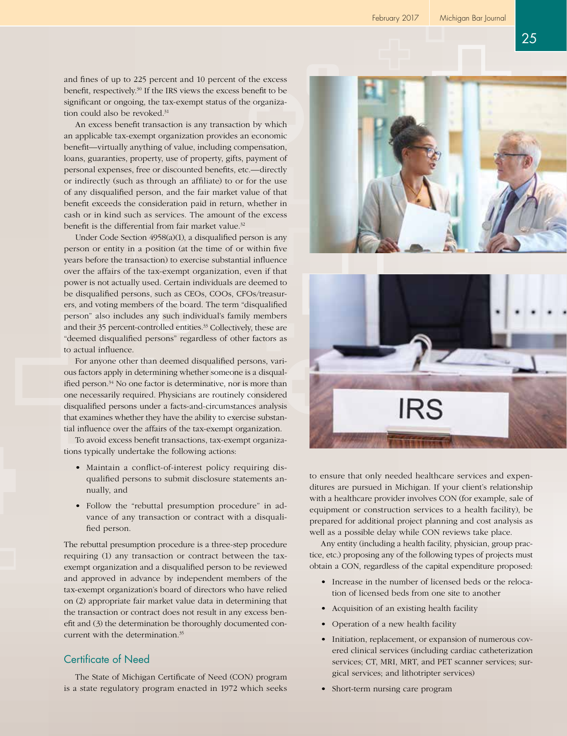and fines of up to 225 percent and 10 percent of the excess benefit, respectively.[30] If the IRS views the excess benefit to be significant or ongoing, the tax-exempt status of the organization could also be revoked.[31]

An excess benefit transaction is any transaction by which an applicable tax-exempt organization provides an economic benefit—virtually anything of value, including compensation, loans, guaranties, property, use of property, gifts, payment of personal expenses, free or discounted benefits, etc.—directly or indirectly (such as through an affiliate) to or for the use of any disqualified person, and the fair market value of that benefit exceeds the consideration paid in return, whether in cash or in kind such as services. The amount of the excess benefit is the differential from fair market value.[32]

Under Code Section 4958(a)(1), a disqualified person is any person or entity in a position (at the time of or within five years before the transaction) to exercise substantial influence over the affairs of the tax-exempt organization, even if that power is not actually used. Certain individuals are deemed to be disqualified persons, such as CEOs, COOs, CFOs/treasurers, and voting members of the board. The term "disqualified person" also includes any such individual's family members and their 35 percent-controlled entities.[33] Collectively, these are "deemed disqualified persons" regardless of other factors as to actual influence.

For anyone other than deemed disqualified persons, various factors apply in determining whether someone is a disqualified person.[34] No one factor is determinative, nor is more than one necessarily required. Physicians are routinely considered disqualified persons under a facts-and-circumstances analysis that examines whether they have the ability to exercise substantial influence over the affairs of the tax-exempt organization.

To avoid excess benefit transactions, tax-exempt organizations typically undertake the following actions:

- Maintain a conflict-of-interest policy requiring disqualified persons to submit disclosure statements annually, and
- Follow the "rebuttal presumption procedure" in advance of any transaction or contract with a disqualified person.

The rebuttal presumption procedure is a three-step procedure requiring (1) any transaction or contract between the tax-exempt organization and a disqualified person to be reviewed and approved in advance by independent members of the tax-exempt organization's board of directors who have relied on (2) appropriate fair market value data in determining that the transaction or contract does not result in any excess benefit and (3) the determination be thoroughly documented concurrent with the determination.[35]

## Certificate of Need

The State of Michigan Certificate of Need (CON) program is a state regulatory program enacted in 1972 which seeks to ensure that only needed healthcare services and expenditures are pursued in Michigan. If your client's relationship with a healthcare provider involves CON (for example, sale of equipment or construction services to a health facility), be prepared for additional project planning and cost analysis as well as a possible delay while CON reviews take place.

Any entity (including a health facility, physician, group practice, etc.) proposing any of the following types of projects must obtain a CON, regardless of the capital expenditure proposed:

- Increase in the number of licensed beds or the relocation of licensed beds from one site to another
- Acquisition of an existing health facility
- Operation of a new health facility
- Initiation, replacement, or expansion of numerous covered clinical services (including cardiac catheterization services; CT, MRI, MRT, and PET scanner services; surgical services; and lithotripter services)
- Short-term nursing care program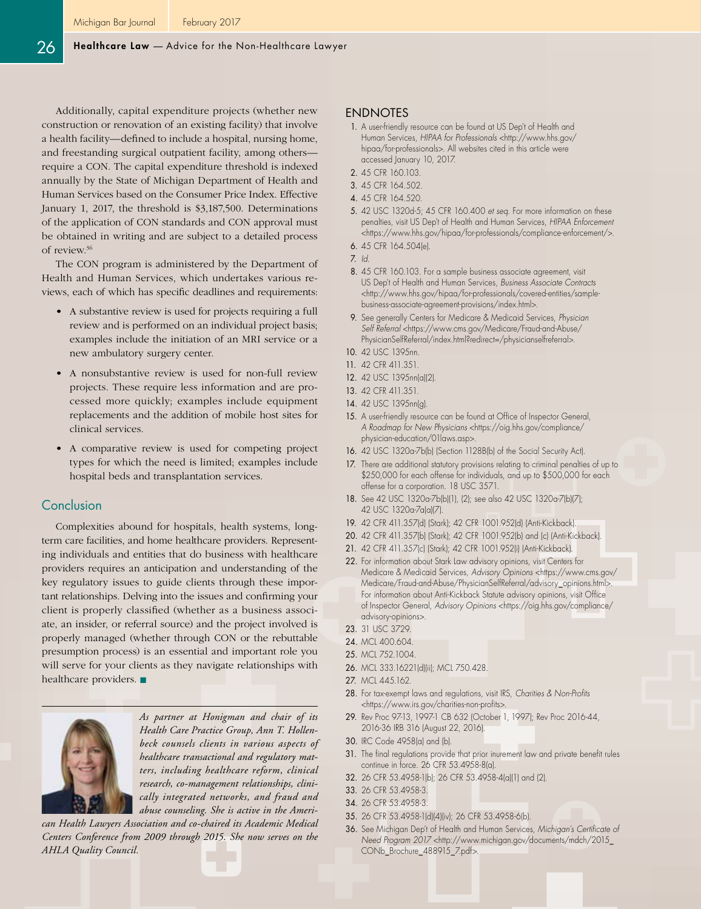Additionally, capital expenditure projects (whether new construction or renovation of an existing facility) that involve a health facility—defined to include a hospital, nursing home, and freestanding surgical outpatient facility, among others—require a CON. The capital expenditure threshold is indexed annually by the State of Michigan Department of Health and Human Services based on the Consumer Price Index. Effective January 1, 2017, the threshold is $3,187,500. Determinations of the application of CON standards and CON approval must be obtained in writing and are subject to a detailed process of review.[36]

The CON program is administered by the Department of Health and Human Services, which undertakes various reviews, each of which has specific deadlines and requirements:

- A substantive review is used for projects requiring a full review and is performed on an individual project basis; examples include the initiation of an MRI service or a new ambulatory surgery center.
- A nonsubstantive review is used for non-full review projects. These require less information and are processed more quickly; examples include equipment replacements and the addition of mobile host sites for clinical services.
- A comparative review is used for competing project types for which the need is limited; examples include hospital beds and transplantation services.

## Conclusion

Complexities abound for hospitals, health systems, long-term care facilities, and home healthcare providers. Representing individuals and entities that do business with healthcare providers requires an anticipation and understanding of the key regulatory issues to guide clients through these important relationships. Delving into the issues and confirming your client is properly classified (whether as a business associate, an insider, or referral source) and the project involved is properly managed (whether through CON or the rebuttable presumption process) is an essential and important role you will serve for your clients as they navigate relationships with healthcare providers. ■

*As partner at Honigman and chair of its Health Care Practice Group, Ann T. Hollenbeck counsels clients in various aspects of healthcare transactional and regulatory matters, including healthcare reform, clinical research, co-management relationships, clinically integrated networks, and fraud and abuse counseling. She is active in the American Health Lawyers Association and co-chaired its Academic Medical Centers Conference from 2009 through 2015. She now serves on the AHLA Quality Council.*

## ENDNOTES

1. A user-friendly resource can be found at US Dep't of Health and Human Services, *HIPAA for Professionals* <http://www.hhs.gov/hipaa/for-professionals>. All websites cited in this article were accessed January 10, 2017.
2. 45 CFR 160.103.
3. 45 CFR 164.502.
4. 45 CFR 164.520.
5. 42 USC 1320d-5; 45 CFR 160.400 *et seq.* For more information on these penalties, visit US Dep't of Health and Human Services, *HIPAA Enforcement* <https://www.hhs.gov/hipaa/for-professionals/compliance-enforcement/>.
6. 45 CFR 164.504(e).
7. *Id.*
8. 45 CFR 160.103. For a sample business associate agreement, visit US Dep't of Health and Human Services, *Business Associate Contracts* <http://www.hhs.gov/hipaa/for-professionals/covered-entities/sample-business-associate-agreement-provisions/index.html>.
9. See generally Centers for Medicare & Medicaid Services, *Physician Self Referral* <https://www.cms.gov/Medicare/Fraud-and-Abuse/PhysicianSelfReferral/index.html?redirect=/physicianselfreferral>.
10. 42 USC 1395nn.
11. 42 CFR 411.351.
12. 42 USC 1395nn(a)(2).
13. 42 CFR 411.351.
14. 42 USC 1395nn(g).
15. A user-friendly resource can be found at Office of Inspector General, *A Roadmap for New Physicians* <https://oig.hhs.gov/compliance/physician-education/01laws.asp>.
16. 42 USC 1320a-7b(b) (Section 1128B(b) of the Social Security Act).
17. There are additional statutory provisions relating to criminal penalties of up to $250,000 for each offense for individuals, and up to $500,000 for each offense for a corporation. 18 USC 3571.
18. See 42 USC 1320a-7b(b)(1), (2); see also 42 USC 1320a-7(b)(7); 42 USC 1320a-7a(a)(7).
19. 42 CFR 411.357(d) (Stark); 42 CFR 1001.952(d) (Anti-Kickback).
20. 42 CFR 411.357(b) (Stark); 42 CFR 1001.952(b) and (c) (Anti-Kickback).
21. 42 CFR 411.357(c) (Stark); 42 CFR 1001.952(i) (Anti-Kickback).
22. For information about Stark Law advisory opinions, visit Centers for Medicare & Medicaid Services, *Advisory Opinions* <https://www.cms.gov/Medicare/Fraud-and-Abuse/PhysicianSelfReferral/advisory_opinions.html>. For information about Anti-Kickback Statute advisory opinions, visit Office of Inspector General, *Advisory Opinions* <https://oig.hhs.gov/compliance/advisory-opinions>.
23. 31 USC 3729.
24. MCL 400.604.
25. MCL 752.1004.
26. MCL 333.16221(d)(ii); MCL 750.428.
27. MCL 445.162.
28. For tax-exempt laws and regulations, visit IRS, *Charities & Non-Profits* <https://www.irs.gov/charities-non-profits>.
29. Rev Proc 97-13, 1997-1 CB 632 (October 1, 1997); Rev Proc 2016-44, 2016-36 IRB 316 (August 22, 2016).
30. IRC Code 4958(a) and (b).
31. The final regulations provide that prior inurement law and private benefit rules continue in force. 26 CFR 53.4958-8(a).
32. 26 CFR 53.4958-1(b); 26 CFR 53.4958-4(a)(1) and (2).
33. 26 CFR 53.4958-3.
34. 26 CFR 53.4958-3.
35. 26 CFR 53.4958-1(d)(4)(iv); 26 CFR 53.4958-6(b).
36. See Michigan Dep't of Health and Human Services, *Michigan's Certificate of Need Program 2017* <http://www.michigan.gov/documents/mdch/2015_CONb_Brochure_488915_7.pdf>.